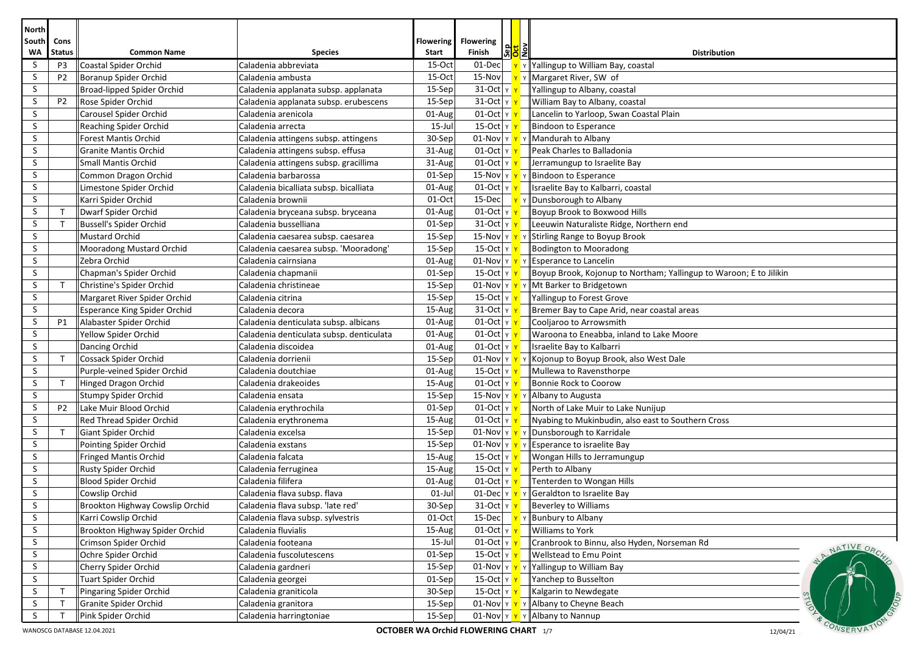| North South WA | Cons Status | Common Name | Species | Flowering Start | Flowering Finish | Sep | Oct | Nov | Distribution |
|---|---|---|---|---|---|---|---|---|---|
| S | P3 | Coastal Spider Orchid | Caladenia abbreviata | 15-Oct | 01-Dec | | Y | Y | Yallingup to William Bay, coastal |
| S | P2 | Boranup Spider Orchid | Caladenia ambusta | 15-Oct | 15-Nov | | Y | Y | Margaret River, SW of |
| S | | Broad-lipped Spider Orchid | Caladenia applanata subsp. applanata | 15-Sep | 31-Oct | Y | Y | | Yallingup to Albany, coastal |
| S | P2 | Rose Spider Orchid | Caladenia applanata subsp. erubescens | 15-Sep | 31-Oct | Y | Y | | William Bay to Albany, coastal |
| S | | Carousel Spider Orchid | Caladenia arenicola | 01-Aug | 01-Oct | Y | Y | | Lancelin to Yarloop, Swan Coastal Plain |
| S | | Reaching Spider Orchid | Caladenia arrecta | 15-Jul | 15-Oct | Y | Y | | Bindoon to Esperance |
| S | | Forest Mantis Orchid | Caladenia attingens subsp. attingens | 30-Sep | 01-Nov | Y | Y | Y | Mandurah to Albany |
| S | | Granite Mantis Orchid | Caladenia attingens subsp. effusa | 31-Aug | 01-Oct | Y | Y | | Peak Charles to Balladonia |
| S | | Small Mantis Orchid | Caladenia attingens subsp. gracillima | 31-Aug | 01-Oct | Y | Y | | Jerramungup to Israelite Bay |
| S | | Common Dragon Orchid | Caladenia barbarossa | 01-Sep | 15-Nov | Y | Y | Y | Bindoon to Esperance |
| S | | Limestone Spider Orchid | Caladenia bicalliata subsp. bicalliata | 01-Aug | 01-Oct | Y | Y | | Israelite Bay to Kalbarri, coastal |
| S | | Karri Spider Orchid | Caladenia brownii | 01-Oct | 15-Dec | | Y | Y | Dunsborough to Albany |
| S | T | Dwarf Spider Orchid | Caladenia bryceana subsp. bryceana | 01-Aug | 01-Oct | Y | Y | | Boyup Brook to Boxwood Hills |
| S | T | Bussell's Spider Orchid | Caladenia busselliana | 01-Sep | 31-Oct | Y | Y | | Leeuwin Naturaliste Ridge, Northern end |
| S | | Mustard Orchid | Caladenia caesarea subsp. caesarea | 15-Sep | 15-Nov | Y | Y | Y | Stirling Range to Boyup Brook |
| S | | Mooradong Mustard Orchid | Caladenia caesarea subsp. 'Mooradong' | 15-Sep | 15-Oct | Y | Y | | Bodington to Mooradong |
| S | | Zebra Orchid | Caladenia cairnsiana | 01-Aug | 01-Nov | Y | Y | Y | Esperance to Lancelin |
| S | | Chapman's Spider Orchid | Caladenia chapmanii | 01-Sep | 15-Oct | Y | Y | | Boyup Brook, Kojonup to Northam; Yallingup to Waroon; E to Jilikin |
| S | T | Christine's Spider Orchid | Caladenia christineae | 15-Sep | 01-Nov | Y | Y | Y | Mt Barker to Bridgetown |
| S | | Margaret River Spider Orchid | Caladenia citrina | 15-Sep | 15-Oct | Y | Y | | Yallingup to Forest Grove |
| S | | Esperance King Spider Orchid | Caladenia decora | 15-Aug | 31-Oct | Y | Y | | Bremer Bay to Cape Arid, near coastal areas |
| S | P1 | Alabaster Spider Orchid | Caladenia denticulata subsp. albicans | 01-Aug | 01-Oct | Y | Y | | Cooljaroo to Arrowsmith |
| S | | Yellow Spider Orchid | Caladenia denticulata subsp. denticulata | 01-Aug | 01-Oct | Y | Y | | Waroona to Eneabba, inland to Lake Moore |
| S | | Dancing Orchid | Caladenia discoidea | 01-Aug | 01-Oct | Y | Y | | Israelite Bay to Kalbarri |
| S | T | Cossack Spider Orchid | Caladenia dorrienii | 15-Sep | 01-Nov | Y | Y | Y | Kojonup to Boyup Brook, also West Dale |
| S | | Purple-veined Spider Orchid | Caladenia doutchiae | 01-Aug | 15-Oct | Y | Y | | Mullewa to Ravensthorpe |
| S | T | Hinged Dragon Orchid | Caladenia drakeoides | 15-Aug | 01-Oct | Y | Y | | Bonnie Rock to Coorow |
| S | | Stumpy Spider Orchid | Caladenia ensata | 15-Sep | 15-Nov | Y | Y | Y | Albany to Augusta |
| S | P2 | Lake Muir Blood Orchid | Caladenia erythrochila | 01-Sep | 01-Oct | Y | Y | | North of Lake Muir to Lake Nunijup |
| S | | Red Thread Spider Orchid | Caladenia erythronema | 15-Aug | 01-Oct | Y | Y | | Nyabing to Mukinbudin, also east to Southern Cross |
| S | T | Giant Spider Orchid | Caladenia excelsa | 15-Sep | 01-Nov | Y | Y | Y | Dunsborough to Karridale |
| S | | Pointing Spider Orchid | Caladenia exstans | 15-Sep | 01-Nov | Y | Y | Y | Esperance to israelite Bay |
| S | | Fringed Mantis Orchid | Caladenia falcata | 15-Aug | 15-Oct | Y | Y | | Wongan Hills to Jerramungup |
| S | | Rusty Spider Orchid | Caladenia ferruginea | 15-Aug | 15-Oct | Y | Y | | Perth to Albany |
| S | | Blood Spider Orchid | Caladenia filifera | 01-Aug | 01-Oct | Y | Y | | Tenterden to Wongan Hills |
| S | | Cowslip Orchid | Caladenia flava subsp. flava | 01-Jul | 01-Dec | Y | Y | Y | Geraldton to Israelite Bay |
| S | | Brookton Highway Cowslip Orchid | Caladenia flava subsp. 'late red' | 30-Sep | 31-Oct | Y | Y | | Beverley to Williams |
| S | | Karri Cowslip Orchid | Caladenia flava subsp. sylvestris | 01-Oct | 15-Dec | | Y | Y | Bunbury to Albany |
| S | | Brookton Highway Spider Orchid | Caladenia fluvialis | 15-Aug | 01-Oct | Y | Y | | Williams to York |
| S | | Crimson Spider Orchid | Caladenia footeana | 15-Jul | 01-Oct | Y | Y | | Cranbrook to Binnu, also Hyden, Norseman Rd |
| S | | Ochre Spider Orchid | Caladenia fuscolutescens | 01-Sep | 15-Oct | Y | Y | | Wellstead to Emu Point |
| S | | Cherry Spider Orchid | Caladenia gardneri | 15-Sep | 01-Nov | Y | Y | Y | Yallingup to William Bay |
| S | | Tuart Spider Orchid | Caladenia georgei | 01-Sep | 15-Oct | Y | Y | | Yanchep to Busselton |
| S | T | Pingaring Spider Orchid | Caladenia graniticola | 30-Sep | 15-Oct | Y | Y | | Kalgarin to Newdegate |
| S | T | Granite Spider Orchid | Caladenia granitora | 15-Sep | 01-Nov | Y | Y | Y | Albany to Cheyne Beach |
| S | T | Pink Spider Orchid | Caladenia harringtoniae | 15-Sep | 01-Nov | Y | Y | Y | Albany to Nannup |

WANOSCG DATABASE 12.04.2021 — **OCTOBER WA Orchid FLOWERING CHART** — 12/04/21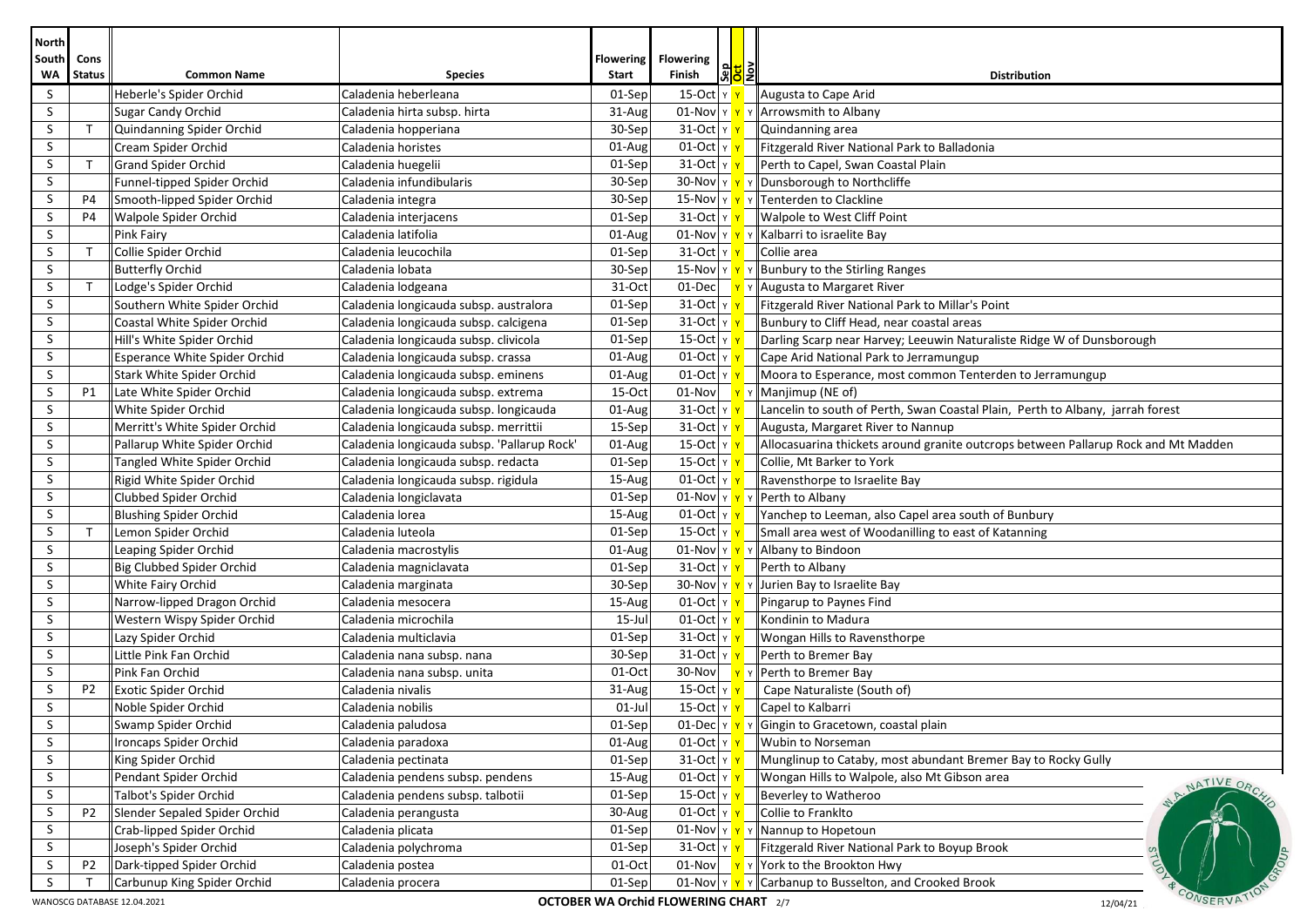| North South WA | Cons Status | Common Name | Species | Flowering Start | Flowering Finish | Sep | Oct | Nov | Distribution |
|---|---|---|---|---|---|---|---|---|---|
| S | | Heberle's Spider Orchid | Caladenia heberleana | 01-Sep | 15-Oct | Y | Y | | Augusta to Cape Arid |
| S | | Sugar Candy Orchid | Caladenia hirta subsp. hirta | 31-Aug | 01-Nov | Y | Y | Y | Arrowsmith to Albany |
| S | T | Quindanning Spider Orchid | Caladenia hopperiana | 30-Sep | 31-Oct | Y | Y | | Quindanning area |
| S | | Cream Spider Orchid | Caladenia horistes | 01-Aug | 01-Oct | Y | Y | | Fitzgerald River National Park to Balladonia |
| S | T | Grand Spider Orchid | Caladenia huegelii | 01-Sep | 31-Oct | Y | Y | | Perth to Capel, Swan Coastal Plain |
| S | | Funnel-tipped Spider Orchid | Caladenia infundibularis | 30-Sep | 30-Nov | Y | Y | Y | Dunsborough to Northcliffe |
| S | P4 | Smooth-lipped Spider Orchid | Caladenia integra | 30-Sep | 15-Nov | Y | Y | Y | Tenterden to Clackline |
| S | P4 | Walpole Spider Orchid | Caladenia interjacens | 01-Sep | 31-Oct | Y | Y | | Walpole to West Cliff Point |
| S | | Pink Fairy | Caladenia latifolia | 01-Aug | 01-Nov | Y | Y | Y | Kalbarri to israelite Bay |
| S | T | Collie Spider Orchid | Caladenia leucochila | 01-Sep | 31-Oct | Y | Y | | Collie area |
| S | | Butterfly Orchid | Caladenia lobata | 30-Sep | 15-Nov | Y | Y | Y | Bunbury to the Stirling Ranges |
| S | T | Lodge's Spider Orchid | Caladenia lodgeana | 31-Oct | 01-Dec | | Y | Y | Augusta to Margaret River |
| S | | Southern White Spider Orchid | Caladenia longicauda subsp. australora | 01-Sep | 31-Oct | Y | Y | | Fitzgerald River National Park to Millar's Point |
| S | | Coastal White Spider Orchid | Caladenia longicauda subsp. calcigena | 01-Sep | 31-Oct | Y | Y | | Bunbury to Cliff Head, near coastal areas |
| S | | Hill's White Spider Orchid | Caladenia longicauda subsp. clivicola | 01-Sep | 15-Oct | Y | Y | | Darling Scarp near Harvey; Leeuwin Naturaliste Ridge W of Dunsborough |
| S | | Esperance White Spider Orchid | Caladenia longicauda subsp. crassa | 01-Aug | 01-Oct | Y | Y | | Cape Arid National Park to Jerramungup |
| S | | Stark White Spider Orchid | Caladenia longicauda subsp. eminens | 01-Aug | 01-Oct | Y | Y | | Moora to Esperance, most common Tenterden to Jerramungup |
| S | P1 | Late White Spider Orchid | Caladenia longicauda subsp. extrema | 15-Oct | 01-Nov | | Y | Y | Manjimup (NE of) |
| S | | White Spider Orchid | Caladenia longicauda subsp. longicauda | 01-Aug | 31-Oct | Y | Y | | Lancelin to south of Perth, Swan Coastal Plain, Perth to Albany, jarrah forest |
| S | | Merritt's White Spider Orchid | Caladenia longicauda subsp. merrittii | 15-Sep | 31-Oct | Y | Y | | Augusta, Margaret River to Nannup |
| S | | Pallarup White Spider Orchid | Caladenia longicauda subsp. 'Pallarup Rock' | 01-Aug | 15-Oct | Y | Y | | Allocasuarina thickets around granite outcrops between Pallarup Rock and Mt Madden |
| S | | Tangled White Spider Orchid | Caladenia longicauda subsp. redacta | 01-Sep | 15-Oct | Y | Y | | Collie, Mt Barker to York |
| S | | Rigid White Spider Orchid | Caladenia longicauda subsp. rigidula | 15-Aug | 01-Oct | Y | Y | | Ravensthorpe to Israelite Bay |
| S | | Clubbed Spider Orchid | Caladenia longiclavata | 01-Sep | 01-Nov | Y | Y | Y | Perth to Albany |
| S | | Blushing Spider Orchid | Caladenia lorea | 15-Aug | 01-Oct | Y | Y | | Yanchep to Leeman, also Capel area south of Bunbury |
| S | T | Lemon Spider Orchid | Caladenia luteola | 01-Sep | 15-Oct | Y | Y | | Small area west of Woodanilling to east of Katanning |
| S | | Leaping Spider Orchid | Caladenia macrostylis | 01-Aug | 01-Nov | Y | Y | Y | Albany to Bindoon |
| S | | Big Clubbed Spider Orchid | Caladenia magniclavata | 01-Sep | 31-Oct | Y | Y | | Perth to Albany |
| S | | White Fairy Orchid | Caladenia marginata | 30-Sep | 30-Nov | Y | Y | Y | Jurien Bay to Israelite Bay |
| S | | Narrow-lipped Dragon Orchid | Caladenia mesocera | 15-Aug | 01-Oct | Y | Y | | Pingarup to Paynes Find |
| S | | Western Wispy Spider Orchid | Caladenia microchila | 15-Jul | 01-Oct | Y | Y | | Kondinin to Madura |
| S | | Lazy Spider Orchid | Caladenia multiclavia | 01-Sep | 31-Oct | Y | Y | | Wongan Hills to Ravensthorpe |
| S | | Little Pink Fan Orchid | Caladenia nana subsp. nana | 30-Sep | 31-Oct | Y | Y | | Perth to Bremer Bay |
| S | | Pink Fan Orchid | Caladenia nana subsp. unita | 01-Oct | 30-Nov | | Y | Y | Perth to Bremer Bay |
| S | P2 | Exotic Spider Orchid | Caladenia nivalis | 31-Aug | 15-Oct | Y | Y | | Cape Naturaliste (South of) |
| S | | Noble Spider Orchid | Caladenia nobilis | 01-Jul | 15-Oct | Y | Y | | Capel to Kalbarri |
| S | | Swamp Spider Orchid | Caladenia paludosa | 01-Sep | 01-Dec | Y | Y | Y | Gingin to Gracetown, coastal plain |
| S | | Ironcaps Spider Orchid | Caladenia paradoxa | 01-Aug | 01-Oct | Y | Y | | Wubin to Norseman |
| S | | King Spider Orchid | Caladenia pectinata | 01-Sep | 31-Oct | Y | Y | | Munglinup to Cataby, most abundant Bremer Bay to Rocky Gully |
| S | | Pendant Spider Orchid | Caladenia pendens subsp. pendens | 15-Aug | 01-Oct | Y | Y | | Wongan Hills to Walpole, also Mt Gibson area |
| S | | Talbot's Spider Orchid | Caladenia pendens subsp. talbotii | 01-Sep | 15-Oct | Y | Y | | Beverley to Watheroo |
| S | P2 | Slender Sepaled Spider Orchid | Caladenia perangusta | 30-Aug | 01-Oct | Y | Y | | Collie to Franklto |
| S | | Crab-lipped Spider Orchid | Caladenia plicata | 01-Sep | 01-Nov | Y | Y | Y | Nannup to Hopetoun |
| S | | Joseph's Spider Orchid | Caladenia polychroma | 01-Sep | 31-Oct | Y | Y | | Fitzgerald River National Park to Boyup Brook |
| S | P2 | Dark-tipped Spider Orchid | Caladenia postea | 01-Oct | 01-Nov | | Y | Y | York to the Brookton Hwy |
| S | T | Carbunup King Spider Orchid | Caladenia procera | 01-Sep | 01-Nov | Y | Y | Y | Carbunup to Busselton, and Crooked Brook |

WANOSCG DATABASE 12.04.2021 — OCTOBER WA Orchid FLOWERING CHART — 12/04/21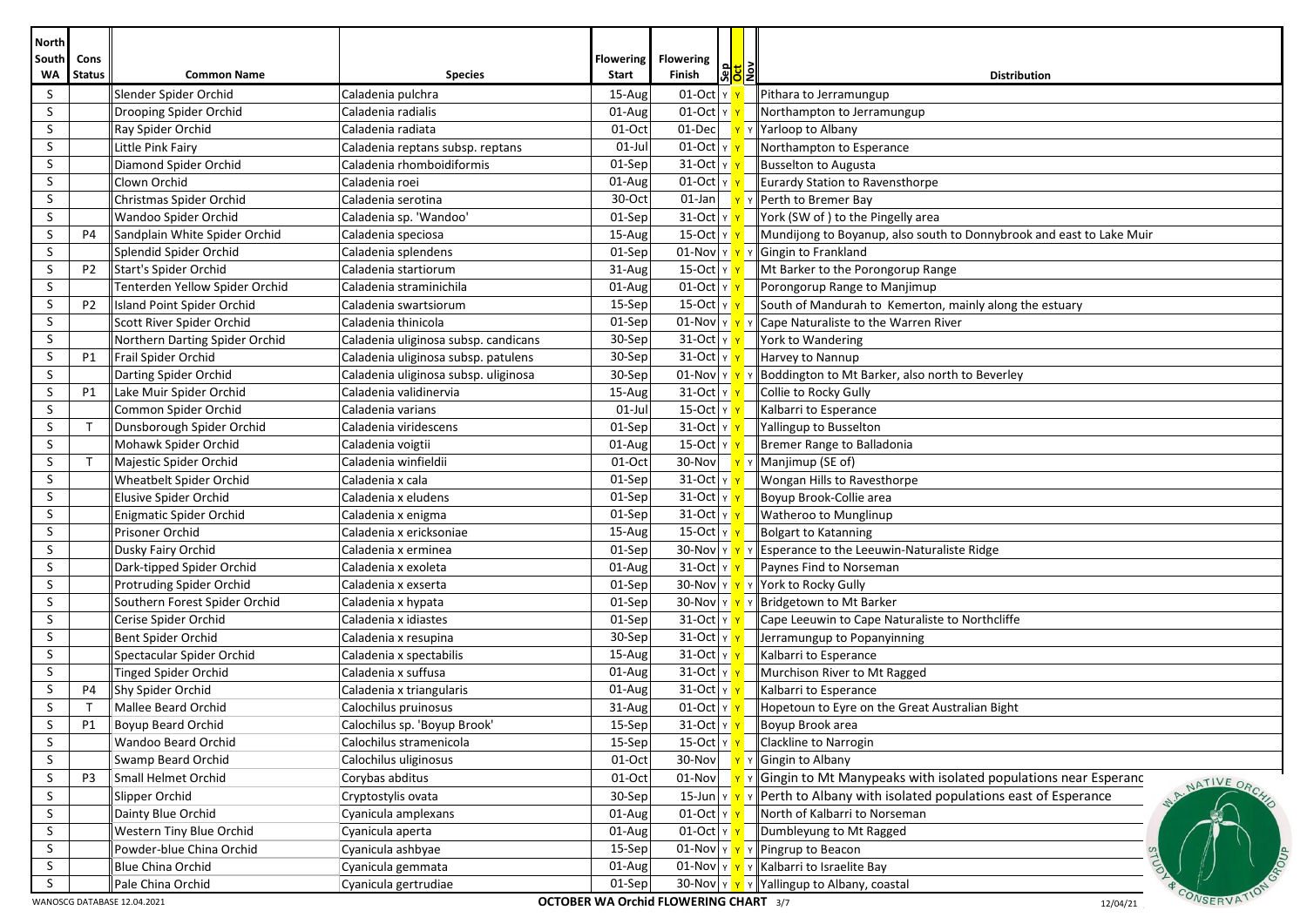| North South WA | Cons Status | Common Name | Species | Flowering Start | Flowering Finish | Sep | Oct | Nov | Distribution |
|---|---|---|---|---|---|---|---|---|---|
| S | | Slender Spider Orchid | Caladenia pulchra | 15-Aug | 01-Oct | Y | Y | | Pithara to Jerramungup |
| S | | Drooping Spider Orchid | Caladenia radialis | 01-Aug | 01-Oct | Y | Y | | Northampton to Jerramungup |
| S | | Ray Spider Orchid | Caladenia radiata | 01-Oct | 01-Dec | | Y | Y | Yarloop to Albany |
| S | | Little Pink Fairy | Caladenia reptans subsp. reptans | 01-Jul | 01-Oct | Y | Y | | Northampton to Esperance |
| S | | Diamond Spider Orchid | Caladenia rhomboidiformis | 01-Sep | 31-Oct | Y | Y | | Busselton to Augusta |
| S | | Clown Orchid | Caladenia roei | 01-Aug | 01-Oct | Y | Y | | Eurardy Station to Ravensthorpe |
| S | | Christmas Spider Orchid | Caladenia serotina | 30-Oct | 01-Jan | | Y | Y | Perth to Bremer Bay |
| S | | Wandoo Spider Orchid | Caladenia sp. 'Wandoo' | 01-Sep | 31-Oct | Y | Y | | York (SW of ) to the Pingelly area |
| S | P4 | Sandplain White Spider Orchid | Caladenia speciosa | 15-Aug | 15-Oct | Y | Y | | Mundijong to Boyanup, also south to Donnybrook and east to Lake Muir |
| S | | Splendid Spider Orchid | Caladenia splendens | 01-Sep | 01-Nov | Y | Y | Y | Gingin to Frankland |
| S | P2 | Start's Spider Orchid | Caladenia startiorum | 31-Aug | 15-Oct | Y | Y | | Mt Barker to the Porongorup Range |
| S | | Tenterden Yellow Spider Orchid | Caladenia straminichila | 01-Aug | 01-Oct | Y | Y | | Porongorup Range to Manjimup |
| S | P2 | Island Point Spider Orchid | Caladenia swartsiorum | 15-Sep | 15-Oct | Y | Y | | South of Mandurah to Kemerton, mainly along the estuary |
| S | | Scott River Spider Orchid | Caladenia thinicola | 01-Sep | 01-Nov | Y | Y | Y | Cape Naturaliste to the Warren River |
| S | | Northern Darting Spider Orchid | Caladenia uliginosa subsp. candicans | 30-Sep | 31-Oct | Y | Y | | York to Wandering |
| S | P1 | Frail Spider Orchid | Caladenia uliginosa subsp. patulens | 30-Sep | 31-Oct | Y | Y | | Harvey to Nannup |
| S | | Darting Spider Orchid | Caladenia uliginosa subsp. uliginosa | 30-Sep | 01-Nov | Y | Y | Y | Boddington to Mt Barker, also north to Beverley |
| S | P1 | Lake Muir Spider Orchid | Caladenia validinervia | 15-Aug | 31-Oct | Y | Y | | Collie to Rocky Gully |
| S | | Common Spider Orchid | Caladenia varians | 01-Jul | 15-Oct | Y | Y | | Kalbarri to Esperance |
| S | T | Dunsborough Spider Orchid | Caladenia viridescens | 01-Sep | 31-Oct | Y | Y | | Yallingup to Busselton |
| S | | Mohawk Spider Orchid | Caladenia voigtii | 01-Aug | 15-Oct | Y | Y | | Bremer Range to Balladonia |
| S | T | Majestic Spider Orchid | Caladenia winfieldii | 01-Oct | 30-Nov | | Y | Y | Manjimup (SE of) |
| S | | Wheatbelt Spider Orchid | Caladenia x cala | 01-Sep | 31-Oct | Y | Y | | Wongan Hills to Ravesthorpe |
| S | | Elusive Spider Orchid | Caladenia x eludens | 01-Sep | 31-Oct | Y | Y | | Boyup Brook-Collie area |
| S | | Enigmatic Spider Orchid | Caladenia x enigma | 01-Sep | 31-Oct | Y | Y | | Watheroo to Munglinup |
| S | | Prisoner Orchid | Caladenia x ericksoniae | 15-Aug | 15-Oct | Y | Y | | Bolgart to Katanning |
| S | | Dusky Fairy Orchid | Caladenia x erminea | 01-Sep | 30-Nov | Y | Y | Y | Esperance to the Leeuwin-Naturaliste Ridge |
| S | | Dark-tipped Spider Orchid | Caladenia x exoleta | 01-Aug | 31-Oct | Y | Y | | Paynes Find to Norseman |
| S | | Protruding Spider Orchid | Caladenia x exserta | 01-Sep | 30-Nov | Y | Y | Y | York to Rocky Gully |
| S | | Southern Forest Spider Orchid | Caladenia x hypata | 01-Sep | 30-Nov | Y | Y | Y | Bridgetown to Mt Barker |
| S | | Cerise Spider Orchid | Caladenia x idiastes | 01-Sep | 31-Oct | Y | Y | | Cape Leeuwin to Cape Naturaliste to Northcliffe |
| S | | Bent Spider Orchid | Caladenia x resupina | 30-Sep | 31-Oct | Y | Y | | Jerramungup to Popanyinning |
| S | | Spectacular Spider Orchid | Caladenia x spectabilis | 15-Aug | 31-Oct | Y | Y | | Kalbarri to Esperance |
| S | | Tinged Spider Orchid | Caladenia x suffusa | 01-Aug | 31-Oct | Y | Y | | Murchison River to Mt Ragged |
| S | P4 | Shy Spider Orchid | Caladenia x triangularis | 01-Aug | 31-Oct | Y | Y | | Kalbarri to Esperance |
| S | T | Mallee Beard Orchid | Calochilus pruinosus | 31-Aug | 01-Oct | Y | Y | | Hopetoun to Eyre on the Great Australian Bight |
| S | P1 | Boyup Beard Orchid | Calochilus sp. 'Boyup Brook' | 15-Sep | 31-Oct | Y | Y | | Boyup Brook area |
| S | | Wandoo Beard Orchid | Calochilus stramenicola | 15-Sep | 15-Oct | Y | Y | | Clackline to Narrogin |
| S | | Swamp Beard Orchid | Calochilus uliginosus | 01-Oct | 30-Nov | | Y | Y | Gingin to Albany |
| S | P3 | Small Helmet Orchid | Corybas abditus | 01-Oct | 01-Nov | | Y | Y | Gingin to Mt Manypeaks with isolated populations near Esperanc |
| S | | Slipper Orchid | Cryptostylis ovata | 30-Sep | 15-Jun | Y | Y | Y | Perth to Albany with isolated populations east of Esperance |
| S | | Dainty Blue Orchid | Cyanicula amplexans | 01-Aug | 01-Oct | Y | Y | | North of Kalbarri to Norseman |
| S | | Western Tiny Blue Orchid | Cyanicula aperta | 01-Aug | 01-Oct | Y | Y | | Dumbleyung to Mt Ragged |
| S | | Powder-blue China Orchid | Cyanicula ashbyae | 15-Sep | 01-Nov | Y | Y | Y | Pingrup to Beacon |
| S | | Blue China Orchid | Cyanicula gemmata | 01-Aug | 01-Nov | Y | Y | Y | Kalbarri to Israelite Bay |
| S | | Pale China Orchid | Cyanicula gertrudiae | 01-Sep | 30-Nov | Y | Y | Y | Yallingup to Albany, coastal |

WANOSCG DATABASE 12.04.2021 — OCTOBER WA Orchid FLOWERING CHART 3/7 — 12/04/21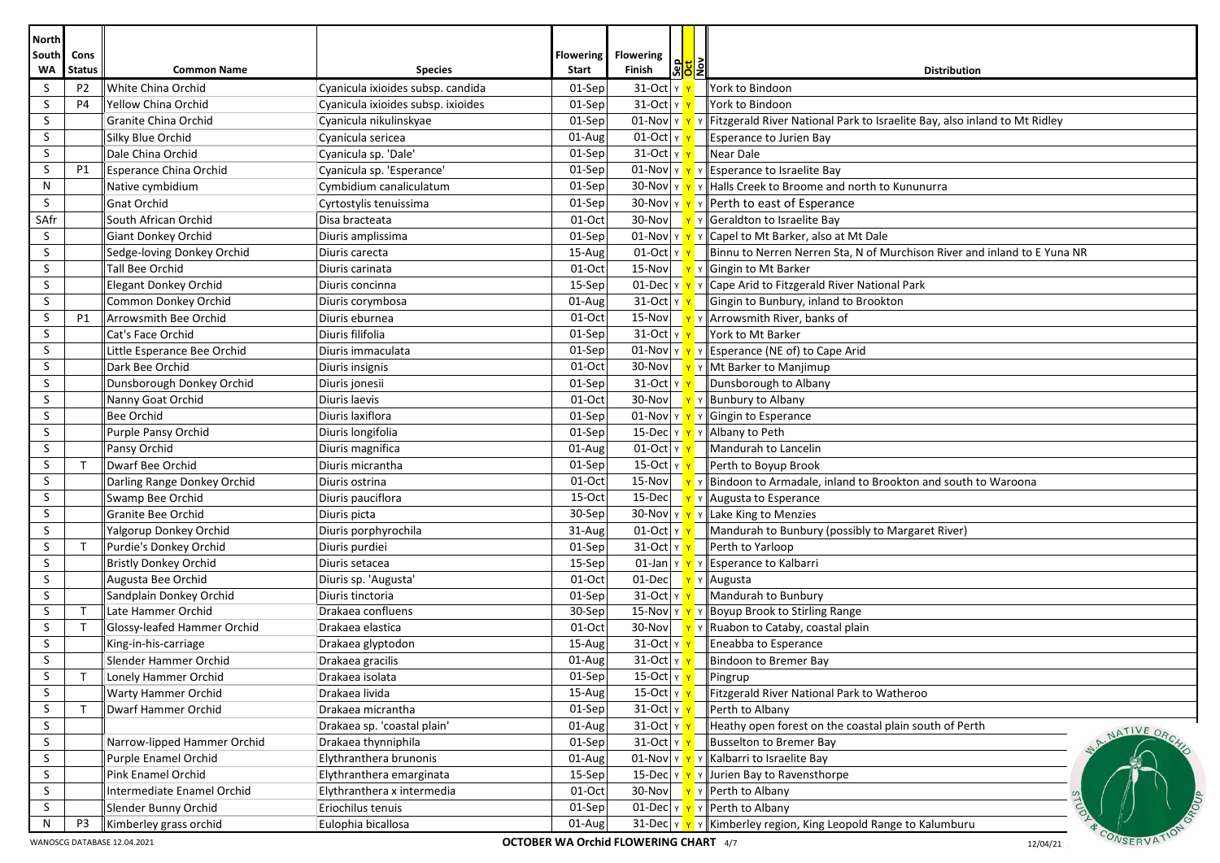| North South WA | Cons Status | Common Name | Species | Flowering Start | Flowering Finish | Sep | Oct | Nov | Distribution |
|---|---|---|---|---|---|---|---|---|---|
| S | P2 | White China Orchid | Cyanicula ixioides subsp. candida | 01-Sep | 31-Oct | Y | Y | | York to Bindoon |
| S | P4 | Yellow China Orchid | Cyanicula ixioides subsp. ixioides | 01-Sep | 31-Oct | Y | Y | | York to Bindoon |
| S | | Granite China Orchid | Cyanicula nikulinskyae | 01-Sep | 01-Nov | Y | Y | Y | Fitzgerald River National Park to Israelite Bay, also inland to Mt Ridley |
| S | | Silky Blue Orchid | Cyanicula sericea | 01-Aug | 01-Oct | Y | Y | | Esperance to Jurien Bay |
| S | | Dale China Orchid | Cyanicula sp. 'Dale' | 01-Sep | 31-Oct | Y | Y | | Near Dale |
| S | P1 | Esperance China Orchid | Cyanicula sp. 'Esperance' | 01-Sep | 01-Nov | Y | Y | Y | Esperance to Israelite Bay |
| N | | Native cymbidium | Cymbidium canaliculatum | 01-Sep | 30-Nov | Y | Y | Y | Halls Creek to Broome and north to Kununurra |
| S | | Gnat Orchid | Cyrtostylis tenuissima | 01-Sep | 30-Nov | Y | Y | Y | Perth to east of Esperance |
| SAfr | | South African Orchid | Disa bracteata | 01-Oct | 30-Nov | | Y | Y | Geraldton to Israelite Bay |
| S | | Giant Donkey Orchid | Diuris amplissima | 01-Sep | 01-Nov | Y | Y | Y | Capel to Mt Barker, also at Mt Dale |
| S | | Sedge-loving Donkey Orchid | Diuris carecta | 15-Aug | 01-Oct | Y | Y | | Binnu to Nerren Nerren Sta, N of Murchison River and inland to E Yuna NR |
| S | | Tall Bee Orchid | Diuris carinata | 01-Oct | 15-Nov | | Y | Y | Gingin to Mt Barker |
| S | | Elegant Donkey Orchid | Diuris concinna | 15-Sep | 01-Dec | Y | Y | Y | Cape Arid to Fitzgerald River National Park |
| S | | Common Donkey Orchid | Diuris corymbosa | 01-Aug | 31-Oct | Y | Y | | Gingin to Bunbury, inland to Brookton |
| S | P1 | Arrowsmith Bee Orchid | Diuris eburnea | 01-Oct | 15-Nov | | Y | Y | Arrowsmith River, banks of |
| S | | Cat's Face Orchid | Diuris filifolia | 01-Sep | 31-Oct | Y | Y | | York to Mt Barker |
| S | | Little Esperance Bee Orchid | Diuris immaculata | 01-Sep | 01-Nov | Y | Y | Y | Esperance (NE of) to Cape Arid |
| S | | Dark Bee Orchid | Diuris insignis | 01-Oct | 30-Nov | | Y | Y | Mt Barker to Manjimup |
| S | | Dunsborough Donkey Orchid | Diuris jonesii | 01-Sep | 31-Oct | Y | Y | | Dunsborough to Albany |
| S | | Nanny Goat Orchid | Diuris laevis | 01-Oct | 30-Nov | | Y | Y | Bunbury to Albany |
| S | | Bee Orchid | Diuris laxiflora | 01-Sep | 01-Nov | Y | Y | Y | Gingin to Esperance |
| S | | Purple Pansy Orchid | Diuris longifolia | 01-Sep | 15-Dec | Y | Y | Y | Albany to Peth |
| S | | Pansy Orchid | Diuris magnifica | 01-Aug | 01-Oct | Y | Y | | Mandurah to Lancelin |
| S | T | Dwarf Bee Orchid | Diuris micrantha | 01-Sep | 15-Oct | Y | Y | | Perth to Boyup Brook |
| S | | Darling Range Donkey Orchid | Diuris ostrina | 01-Oct | 15-Nov | | Y | Y | Bindoon to Armadale, inland to Brookton and south to Waroona |
| S | | Swamp Bee Orchid | Diuris pauciflora | 15-Oct | 15-Dec | | Y | Y | Augusta to Esperance |
| S | | Granite Bee Orchid | Diuris picta | 30-Sep | 30-Nov | Y | Y | Y | Lake King to Menzies |
| S | | Yalgorup Donkey Orchid | Diuris porphyrochila | 31-Aug | 01-Oct | Y | Y | | Mandurah to Bunbury (possibly to Margaret River) |
| S | T | Purdie's Donkey Orchid | Diuris purdiei | 01-Sep | 31-Oct | Y | Y | | Perth to Yarloop |
| S | | Bristly Donkey Orchid | Diuris setacea | 15-Sep | 01-Jan | Y | Y | Y | Esperance to Kalbarri |
| S | | Augusta Bee Orchid | Diuris sp. 'Augusta' | 01-Oct | 01-Dec | | Y | Y | Augusta |
| S | | Sandplain Donkey Orchid | Diuris tinctoria | 01-Sep | 31-Oct | Y | Y | | Mandurah to Bunbury |
| S | T | Late Hammer Orchid | Drakaea confluens | 30-Sep | 15-Nov | Y | Y | Y | Boyup Brook to Stirling Range |
| S | T | Glossy-leafed Hammer Orchid | Drakaea elastica | 01-Oct | 30-Nov | | Y | Y | Ruabon to Cataby, coastal plain |
| S | | King-in-his-carriage | Drakaea glyptodon | 15-Aug | 31-Oct | Y | Y | | Eneabba to Esperance |
| S | | Slender Hammer Orchid | Drakaea gracilis | 01-Aug | 31-Oct | Y | Y | | Bindoon to Bremer Bay |
| S | T | Lonely Hammer Orchid | Drakaea isolata | 01-Sep | 15-Oct | Y | Y | | Pingrup |
| S | | Warty Hammer Orchid | Drakaea livida | 15-Aug | 15-Oct | Y | Y | | Fitzgerald River National Park to Watheroo |
| S | T | Dwarf Hammer Orchid | Drakaea micrantha | 01-Sep | 31-Oct | Y | Y | | Perth to Albany |
| S | | | Drakaea sp. 'coastal plain' | 01-Aug | 31-Oct | Y | Y | | Heathy open forest on the coastal plain south of Perth |
| S | | Narrow-lipped Hammer Orchid | Drakaea thynniphila | 01-Sep | 31-Oct | Y | Y | | Busselton to Bremer Bay |
| S | | Purple Enamel Orchid | Elythranthera brunonis | 01-Aug | 01-Nov | Y | Y | Y | Kalbarri to Israelite Bay |
| S | | Pink Enamel Orchid | Elythranthera emarginata | 15-Sep | 15-Dec | Y | Y | Y | Jurien Bay to Ravensthorpe |
| S | | Intermediate Enamel Orchid | Elythranthera x intermedia | 01-Oct | 30-Nov | | Y | Y | Perth to Albany |
| S | | Slender Bunny Orchid | Eriochilus tenuis | 01-Sep | 01-Dec | Y | Y | Y | Perth to Albany |
| N | P3 | Kimberley grass orchid | Eulophia bicallosa | 01-Aug | 31-Dec | Y | Y | Y | Kimberley region, King Leopold Range to Kalumburu |

WANOSCG DATABASE 12.04.2021 — **OCTOBER WA Orchid FLOWERING CHART** — 12/04/21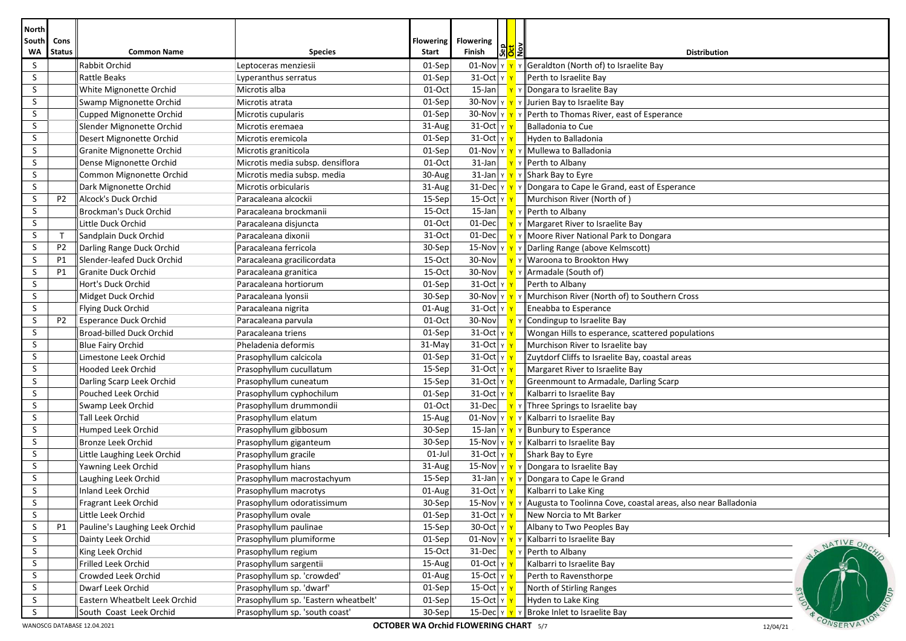| North South WA | Cons Status | Common Name | Species | Flowering Start | Flowering Finish | Sep | Oct | Nov | Distribution |
|---|---|---|---|---|---|---|---|---|---|
| S | | Rabbit Orchid | Leptoceras menziesii | 01-Sep | 01-Nov | Y | Y | Y | Geraldton (North of) to Israelite Bay |
| S | | Rattle Beaks | Lyperanthus serratus | 01-Sep | 31-Oct | Y | Y | | Perth to Israelite Bay |
| S | | White Mignonette Orchid | Microtis alba | 01-Oct | 15-Jan | | Y | Y | Dongara to Israelite Bay |
| S | | Swamp Mignonette Orchid | Microtis atrata | 01-Sep | 30-Nov | Y | Y | Y | Jurien Bay to Israelite Bay |
| S | | Cupped Mignonette Orchid | Microtis cupularis | 01-Sep | 30-Nov | Y | Y | Y | Perth to Thomas River, east of Esperance |
| S | | Slender Mignonette Orchid | Microtis eremaea | 31-Aug | 31-Oct | Y | Y | | Balladonia to Cue |
| S | | Desert Mignonette Orchid | Microtis eremicola | 01-Sep | 31-Oct | Y | Y | | Hyden to Balladonia |
| S | | Granite Mignonette Orchid | Microtis graniticola | 01-Sep | 01-Nov | Y | Y | Y | Mullewa to Balladonia |
| S | | Dense Mignonette Orchid | Microtis media subsp. densiflora | 01-Oct | 31-Jan | | Y | Y | Perth to Albany |
| S | | Common Mignonette Orchid | Microtis media subsp. media | 30-Aug | 31-Jan | Y | Y | Y | Shark Bay to Eyre |
| S | | Dark Mignonette Orchid | Microtis orbicularis | 31-Aug | 31-Dec | Y | Y | Y | Dongara to Cape le Grand, east of Esperance |
| S | P2 | Alcock's Duck Orchid | Paracaleana alcockii | 15-Sep | 15-Oct | Y | Y | | Murchison River (North of ) |
| S | | Brockman's Duck Orchid | Paracaleana brockmanii | 15-Oct | 15-Jan | | Y | Y | Perth to Albany |
| S | | Little Duck Orchid | Paracaleana disjuncta | 01-Oct | 01-Dec | | Y | Y | Margaret River to Israelite Bay |
| S | T | Sandplain Duck Orchid | Paracaleana dixonii | 31-Oct | 01-Dec | | Y | Y | Moore River National Park to Dongara |
| S | P2 | Darling Range Duck Orchid | Paracaleana ferricola | 30-Sep | 15-Nov | Y | Y | Y | Darling Range (above Kelmscott) |
| S | P1 | Slender-leafed Duck Orchid | Paracaleana gracilicordata | 15-Oct | 30-Nov | | Y | Y | Waroona to Brookton Hwy |
| S | P1 | Granite Duck Orchid | Paracaleana granitica | 15-Oct | 30-Nov | | Y | Y | Armadale (South of) |
| S | | Hort's Duck Orchid | Paracaleana hortiorum | 01-Sep | 31-Oct | Y | Y | | Perth to Albany |
| S | | Midget Duck Orchid | Paracaleana lyonsii | 30-Sep | 30-Nov | Y | Y | Y | Murchison River (North of) to Southern Cross |
| S | | Flying Duck Orchid | Paracaleana nigrita | 01-Aug | 31-Oct | Y | Y | | Eneabba to Esperance |
| S | P2 | Esperance Duck Orchid | Paracaleana parvula | 01-Oct | 30-Nov | | Y | Y | Condingup to Israelite Bay |
| S | | Broad-billed Duck Orchid | Paracaleana triens | 01-Sep | 31-Oct | Y | Y | | Wongan Hills to esperance, scattered populations |
| S | | Blue Fairy Orchid | Pheladenia deformis | 31-May | 31-Oct | Y | Y | | Murchison River to Israelite bay |
| S | | Limestone Leek Orchid | Prasophyllum calcicola | 01-Sep | 31-Oct | Y | Y | | Zuytdorf Cliffs to Israelite Bay, coastal areas |
| S | | Hooded Leek Orchid | Prasophyllum cucullatum | 15-Sep | 31-Oct | Y | Y | | Margaret River to Israelite Bay |
| S | | Darling Scarp Leek Orchid | Prasophyllum cuneatum | 15-Sep | 31-Oct | Y | Y | | Greenmount to Armadale, Darling Scarp |
| S | | Pouched Leek Orchid | Prasophyllum cyphochilum | 01-Sep | 31-Oct | Y | Y | | Kalbarri to Israelite Bay |
| S | | Swamp Leek Orchid | Prasophyllum drummondii | 01-Oct | 31-Dec | | Y | Y | Three Springs to Israelite bay |
| S | | Tall Leek Orchid | Prasophyllum elatum | 15-Aug | 01-Nov | Y | Y | Y | Kalbarri to Israelite Bay |
| S | | Humped Leek Orchid | Prasophyllum gibbosum | 30-Sep | 15-Jan | Y | Y | Y | Bunbury to Esperance |
| S | | Bronze Leek Orchid | Prasophyllum giganteum | 30-Sep | 15-Nov | Y | Y | Y | Kalbarri to Israelite Bay |
| S | | Little Laughing Leek Orchid | Prasophyllum gracile | 01-Jul | 31-Oct | Y | Y | | Shark Bay to Eyre |
| S | | Yawning Leek Orchid | Prasophyllum hians | 31-Aug | 15-Nov | Y | Y | Y | Dongara to Israelite Bay |
| S | | Laughing Leek Orchid | Prasophyllum macrostachyum | 15-Sep | 31-Jan | Y | Y | Y | Dongara to Cape le Grand |
| S | | Inland Leek Orchid | Prasophyllum macrotys | 01-Aug | 31-Oct | Y | Y | | Kalbarri to Lake King |
| S | | Fragrant Leek Orchid | Prasophyllum odoratissimum | 30-Sep | 15-Nov | Y | Y | Y | Augusta to Toolinna Cove, coastal areas, also near Balladonia |
| S | | Little Leek Orchid | Prasophyllum ovale | 01-Sep | 31-Oct | Y | Y | | New Norcia to Mt Barker |
| S | P1 | Pauline's Laughing Leek Orchid | Prasophyllum paulinae | 15-Sep | 30-Oct | Y | Y | | Albany to Two Peoples Bay |
| S | | Dainty Leek Orchid | Prasophyllum plumiforme | 01-Sep | 01-Nov | Y | Y | Y | Kalbarri to Israelite Bay |
| S | | King Leek Orchid | Prasophyllum regium | 15-Oct | 31-Dec | | Y | Y | Perth to Albany |
| S | | Frilled Leek Orchid | Prasophyllum sargentii | 15-Aug | 01-Oct | Y | Y | | Kalbarri to Israelite Bay |
| S | | Crowded Leek Orchid | Prasophyllum sp. 'crowded' | 01-Aug | 15-Oct | Y | Y | | Perth to Ravensthorpe |
| S | | Dwarf Leek Orchid | Prasophyllum sp. 'dwarf' | 01-Sep | 15-Oct | Y | Y | | North of Stirling Ranges |
| S | | Eastern Wheatbelt Leek Orchid | Prasophyllum sp. 'Eastern wheatbelt' | 01-Sep | 15-Oct | Y | Y | | Hyden to Lake King |
| S | | South Coast Leek Orchid | Prasophyllum sp. 'south coast' | 30-Sep | 15-Dec | Y | Y | Y | Broke Inlet to Israelite Bay |

WANOSCG DATABASE 12.04.2021 — OCTOBER WA Orchid FLOWERING CHART — 12/04/21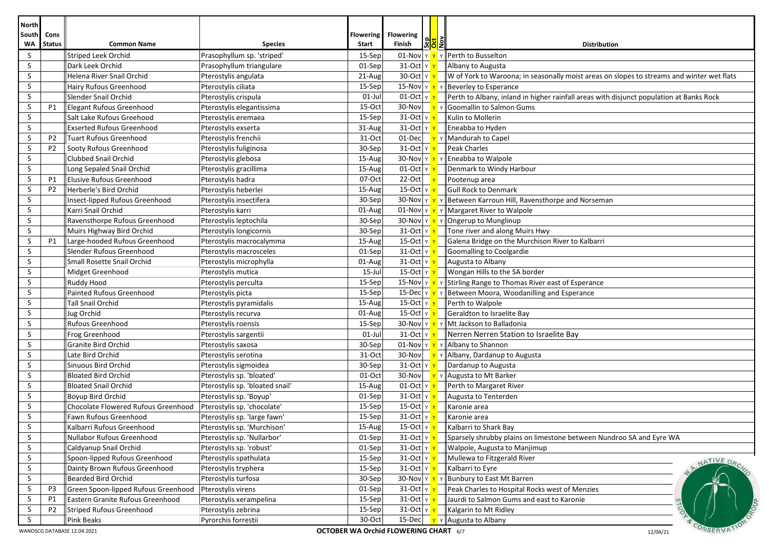| North South WA | Cons Status | Common Name | Species | Flowering Start | Flowering Finish | Sep | Oct | Nov | Distribution |
|---|---|---|---|---|---|---|---|---|---|
| S | | Striped Leek Orchid | Prasophyllum sp. 'striped' | 15-Sep | 01-Nov | Y | Y | Y | Perth to Busselton |
| S | | Dark Leek Orchid | Prasophyllum triangulare | 01-Sep | 31-Oct | Y | Y | | Albany to Augusta |
| S | | Helena River Snail Orchid | Pterostylis angulata | 21-Aug | 30-Oct | Y | Y | | W of York to Waroona; in seasonally moist areas on slopes to streams and winter wet flats |
| S | | Hairy Rufous Greenhood | Pterostylis ciliata | 15-Sep | 15-Nov | Y | Y | Y | Beverley to Esperance |
| S | | Slender Snail Orchid | Pterostylis crispula | 01-Jul | 01-Oct | Y | Y | | Perth to Albany, inland in higher rainfall areas with disjunct population at Banks Rock |
| S | P1 | Elegant Rufous Greenhood | Pterostylis elegantissima | 15-Oct | 30-Nov | | Y | Y | Goomallin to Salmon Gums |
| S | | Salt Lake Rufous Greenhood | Pterostylis eremaea | 15-Sep | 31-Oct | Y | Y | | Kulin to Mollerin |
| S | | Exserted Rufous Greenhood | Pterostylis exserta | 31-Aug | 31-Oct | Y | Y | | Eneabba to Hyden |
| S | P2 | Tuart Rufous Greenhood | Pterostylis frenchii | 31-Oct | 01-Dec | | Y | Y | Mandurah to Capel |
| S | P2 | Sooty Rufous Greenhood | Pterostylis fuliginosa | 30-Sep | 31-Oct | Y | Y | | Peak Charles |
| S | | Clubbed Snail Orchid | Pterostylis glebosa | 15-Aug | 30-Nov | Y | Y | Y | Eneabba to Walpole |
| S | | Long Sepaled Snail Orchid | Pterostylis gracillima | 15-Aug | 01-Oct | Y | Y | | Denmark to Windy Harbour |
| S | P1 | Elusive Rufous Greenhood | Pterostylis hadra | 07-Oct | 22-Oct | | Y | | Pootenup area |
| S | P2 | Herberle's Bird Orchid | Pterostylis heberlei | 15-Aug | 15-Oct | Y | Y | | Gull Rock to Denmark |
| S | | Insect-lipped Rufous Greenhood | Pterostylis insectifera | 30-Sep | 30-Nov | Y | Y | Y | Between Karroun Hill, Ravensthorpe and Norseman |
| S | | Karri Snail Orchid | Pterostylis karri | 01-Aug | 01-Nov | Y | Y | Y | Margaret River to Walpole |
| S | | Ravensthorpe Rufous Greenhood | Pterostylis leptochila | 30-Sep | 30-Nov | Y | Y | Y | Ongerup to Munglinup |
| S | | Muirs Highway Bird Orchid | Pterostylis longicornis | 30-Sep | 31-Oct | Y | Y | | Tone river and along Muirs Hwy |
| S | P1 | Large-hooded Rufous Greenhood | Pterostylis macrocalymma | 15-Aug | 15-Oct | Y | Y | | Galena Bridge on the Murchison River to Kalbarri |
| S | | Slender Rufous Greenhood | Pterostylis macrosceles | 01-Sep | 31-Oct | Y | Y | | Goomalling to Coolgardie |
| S | | Small Rosette Snail Orchid | Pterostylis microphylla | 01-Aug | 31-Oct | Y | Y | | Augusta to Albany |
| S | | Midget Greenhood | Pterostylis mutica | 15-Jul | 15-Oct | Y | Y | | Wongan Hills to the SA border |
| S | | Ruddy Hood | Pterostylis perculta | 15-Sep | 15-Nov | Y | Y | Y | Stirling Range to Thomas River east of Esperance |
| S | | Painted Rufous Greenhood | Pterostylis picta | 15-Sep | 15-Dec | Y | Y | Y | Between Moora, Woodanilling and Esperance |
| S | | Tall Snail Orchid | Pterostylis pyramidalis | 15-Aug | 15-Oct | Y | Y | | Perth to Walpole |
| S | | Jug Orchid | Pterostylis recurva | 01-Aug | 15-Oct | Y | Y | | Geraldton to Israelite Bay |
| S | | Rufous Greenhood | Pterostylis roensis | 15-Sep | 30-Nov | Y | Y | Y | Mt Jackson to Balladonia |
| S | | Frog Greenhood | Pterostylis sargentii | 01-Jul | 31-Oct | Y | Y | | Nerren Nerren Station to Israelite Bay |
| S | | Granite Bird Orchid | Pterostylis saxosa | 30-Sep | 01-Nov | Y | Y | Y | Albany to Shannon |
| S | | Late Bird Orchid | Pterostylis serotina | 31-Oct | 30-Nov | | Y | Y | Albany, Dardanup to Augusta |
| S | | Sinuous Bird Orchid | Pterostylis sigmoidea | 30-Sep | 31-Oct | Y | Y | | Dardanup to Augusta |
| S | | Bloated Bird Orchid | Pterostylis sp. 'bloated' | 01-Oct | 30-Nov | | Y | Y | Augusta to Mt Barker |
| S | | Bloated Snail Orchid | Pterostylis sp. 'bloated snail' | 15-Aug | 01-Oct | Y | Y | | Perth to Margaret River |
| S | | Boyup Bird Orchid | Pterostylis sp. 'Boyup' | 01-Sep | 31-Oct | Y | Y | | Augusta to Tenterden |
| S | | Chocolate Flowered Rufous Greenhood | Pterostylis sp. 'chocolate' | 15-Sep | 15-Oct | Y | Y | | Karonie area |
| S | | Fawn Rufous Greenhood | Pterostylis sp. 'large fawn' | 15-Sep | 31-Oct | Y | Y | | Karonie area |
| S | | Kalbarri Rufous Greenhood | Pterostylis sp. 'Murchison' | 15-Aug | 15-Oct | Y | Y | | Kalbarri to Shark Bay |
| S | | Nullabor Rufous Greenhood | Pterostylis sp. 'Nullarbor' | 01-Sep | 31-Oct | Y | Y | | Sparsely shrubby plains on limestone between Nundroo SA and Eyre WA |
| S | | Caldyanup Snail Orchid | Pterostylis sp. 'robust' | 01-Sep | 31-Oct | Y | Y | | Walpole, Augusta to Manjimup |
| S | | Spoon-lipped Rufous Greenhood | Pterostylis spathulata | 15-Sep | 31-Oct | Y | Y | | Mullewa to Fitzgerald River |
| S | | Dainty Brown Rufous Greenhood | Pterostylis tryphera | 15-Sep | 31-Oct | Y | Y | | Kalbarri to Eyre |
| S | | Bearded Bird Orchid | Pterostylis turfosa | 30-Sep | 30-Nov | Y | Y | Y | Bunbury to East Mt Barren |
| S | P3 | Green Spoon-lipped Rufous Greenhood | Pterostylis virens | 01-Sep | 31-Oct | Y | Y | | Peak Charles to Hospital Rocks west of Menzies |
| S | P1 | Eastern Granite Rufous Greenhood | Pterostylis xerampelina | 15-Sep | 31-Oct | Y | Y | | Jaurdi to Salmon Gums and east to Karonie |
| S | P2 | Striped Rufous Greenhood | Pterostylis zebrina | 15-Sep | 31-Oct | Y | Y | | Kalgarin to Mt Ridley |
| S | | Pink Beaks | Pyrorchis forrestii | 30-Oct | 15-Dec | | Y | Y | Augusta to Albany |

WANOSCG DATABASE 12.04.2021 — **OCTOBER WA Orchid FLOWERING CHART** — 12/04/21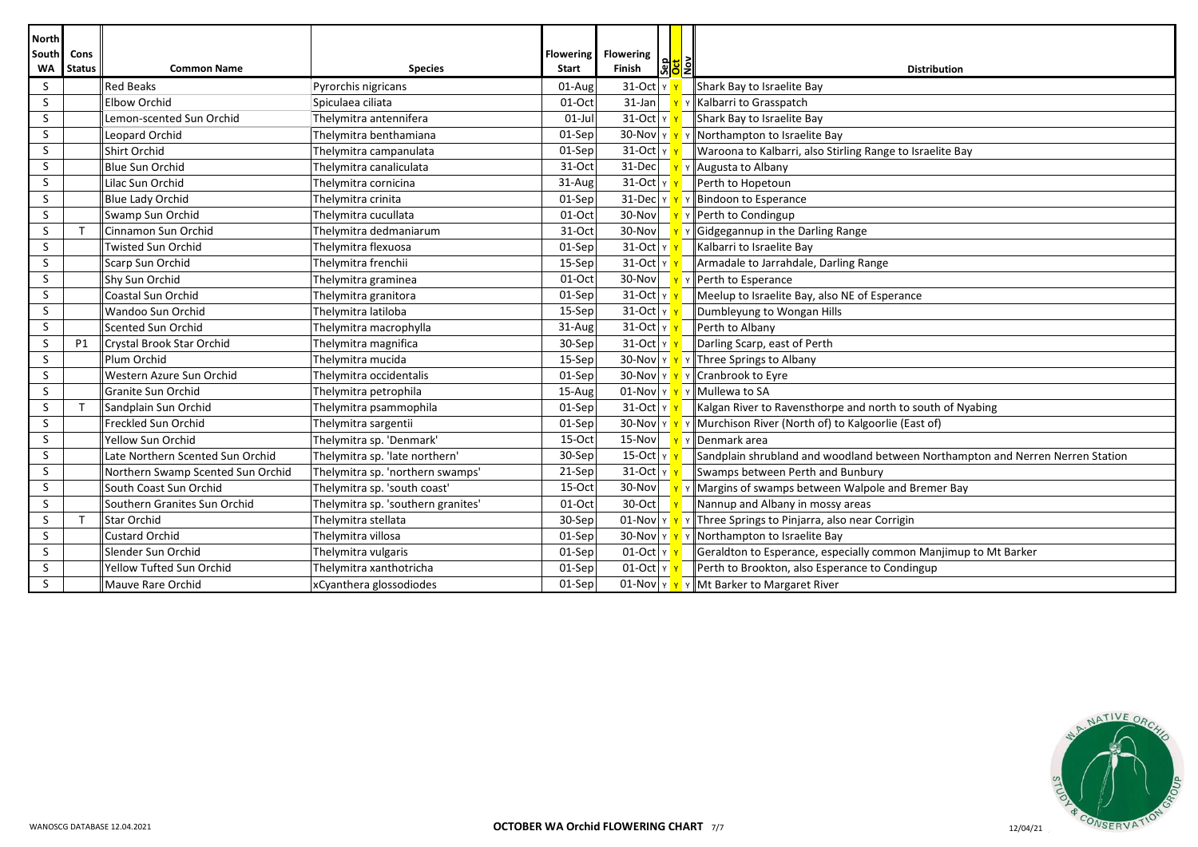| North South WA | Cons Status | Common Name | Species | Flowering Start | Flowering Finish | Sep | Oct | Nov | Distribution |
|---|---|---|---|---|---|---|---|---|---|
| S | | Red Beaks | Pyrorchis nigricans | 01-Aug | 31-Oct | Y | Y | | Shark Bay to Israelite Bay |
| S | | Elbow Orchid | Spiculaea ciliata | 01-Oct | 31-Jan | | Y | Y | Kalbarri to Grasspatch |
| S | | Lemon-scented Sun Orchid | Thelymitra antennifera | 01-Jul | 31-Oct | Y | Y | | Shark Bay to Israelite Bay |
| S | | Leopard Orchid | Thelymitra benthamiana | 01-Sep | 30-Nov | Y | Y | Y | Northampton to Israelite Bay |
| S | | Shirt Orchid | Thelymitra campanulata | 01-Sep | 31-Oct | Y | Y | | Waroona to Kalbarri, also Stirling Range to Israelite Bay |
| S | | Blue Sun Orchid | Thelymitra canaliculata | 31-Oct | 31-Dec | | Y | Y | Augusta to Albany |
| S | | Lilac Sun Orchid | Thelymitra cornicina | 31-Aug | 31-Oct | Y | Y | | Perth to Hopetoun |
| S | | Blue Lady Orchid | Thelymitra crinita | 01-Sep | 31-Dec | Y | Y | Y | Bindoon to Esperance |
| S | | Swamp Sun Orchid | Thelymitra cucullata | 01-Oct | 30-Nov | | Y | Y | Perth to Condingup |
| S | T | Cinnamon Sun Orchid | Thelymitra dedmaniarum | 31-Oct | 30-Nov | | Y | Y | Gidgegannup in the Darling Range |
| S | | Twisted Sun Orchid | Thelymitra flexuosa | 01-Sep | 31-Oct | Y | Y | | Kalbarri to Israelite Bay |
| S | | Scarp Sun Orchid | Thelymitra frenchii | 15-Sep | 31-Oct | Y | Y | | Armadale to Jarrahdale, Darling Range |
| S | | Shy Sun Orchid | Thelymitra graminea | 01-Oct | 30-Nov | | Y | Y | Perth to Esperance |
| S | | Coastal Sun Orchid | Thelymitra granitora | 01-Sep | 31-Oct | Y | Y | | Meelup to Israelite Bay, also NE of Esperance |
| S | | Wandoo Sun Orchid | Thelymitra latiloba | 15-Sep | 31-Oct | Y | Y | | Dumbleyung to Wongan Hills |
| S | | Scented Sun Orchid | Thelymitra macrophylla | 31-Aug | 31-Oct | Y | Y | | Perth to Albany |
| S | P1 | Crystal Brook Star Orchid | Thelymitra magnifica | 30-Sep | 31-Oct | Y | Y | | Darling Scarp, east of Perth |
| S | | Plum Orchid | Thelymitra mucida | 15-Sep | 30-Nov | Y | Y | Y | Three Springs to Albany |
| S | | Western Azure Sun Orchid | Thelymitra occidentalis | 01-Sep | 30-Nov | Y | Y | Y | Cranbrook to Eyre |
| S | | Granite Sun Orchid | Thelymitra petrophila | 15-Aug | 01-Nov | Y | Y | Y | Mullewa to SA |
| S | T | Sandplain Sun Orchid | Thelymitra psammophila | 01-Sep | 31-Oct | Y | Y | | Kalgan River to Ravensthorpe and north to south of Nyabing |
| S | | Freckled Sun Orchid | Thelymitra sargentii | 01-Sep | 30-Nov | Y | Y | Y | Murchison River (North of) to Kalgoorlie (East of) |
| S | | Yellow Sun Orchid | Thelymitra sp. 'Denmark' | 15-Oct | 15-Nov | | Y | Y | Denmark area |
| S | | Late Northern Scented Sun Orchid | Thelymitra sp. 'late northern' | 30-Sep | 15-Oct | Y | Y | | Sandplain shrubland and woodland between Northampton and Nerren Nerren Station |
| S | | Northern Swamp Scented Sun Orchid | Thelymitra sp. 'northern swamps' | 21-Sep | 31-Oct | Y | Y | | Swamps between Perth and Bunbury |
| S | | South Coast Sun Orchid | Thelymitra sp. 'south coast' | 15-Oct | 30-Nov | | Y | Y | Margins of swamps between Walpole and Bremer Bay |
| S | | Southern Granites Sun Orchid | Thelymitra sp. 'southern granites' | 01-Oct | 30-Oct | | Y | | Nannup and Albany in mossy areas |
| S | T | Star Orchid | Thelymitra stellata | 30-Sep | 01-Nov | Y | Y | Y | Three Springs to Pinjarra, also near Corrigin |
| S | | Custard Orchid | Thelymitra villosa | 01-Sep | 30-Nov | Y | Y | Y | Northampton to Israelite Bay |
| S | | Slender Sun Orchid | Thelymitra vulgaris | 01-Sep | 01-Oct | Y | Y | | Geraldton to Esperance, especially common Manjimup to Mt Barker |
| S | | Yellow Tufted Sun Orchid | Thelymitra xanthotricha | 01-Sep | 01-Oct | Y | Y | | Perth to Brookton, also Esperance to Condingup |
| S | | Mauve Rare Orchid | xCyanthera glossodiodes | 01-Sep | 01-Nov | Y | Y | Y | Mt Barker to Margaret River |

WANOSCG DATABASE 12.04.2021

**OCTOBER WA Orchid FLOWERING CHART**

12/04/21